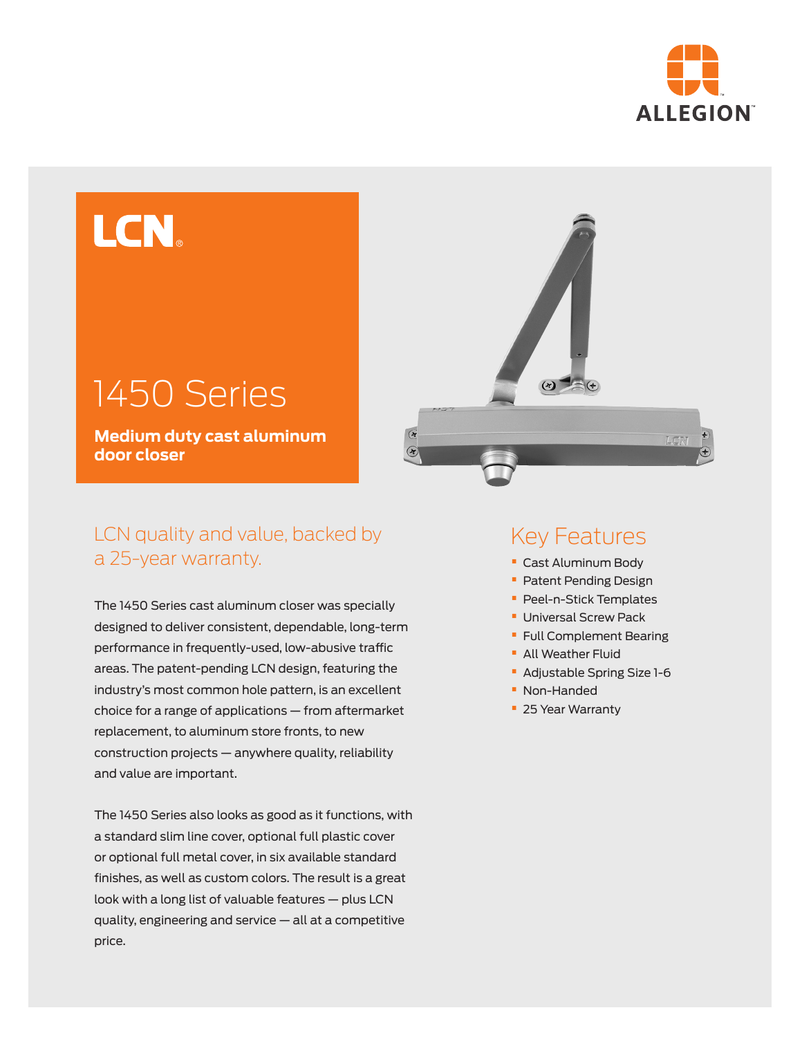ALLEGION™

LCN®

# 1450 Series

**Medium duty cast aluminum door closer**

## LCN quality and value, backed by a 25-year warranty.

The 1450 Series cast aluminum closer was specially designed to deliver consistent, dependable, long-term performance in frequently-used, low-abusive traffic areas. The patent-pending LCN design, featuring the industry's most common hole pattern, is an excellent choice for a range of applications — from aftermarket replacement, to aluminum store fronts, to new construction projects — anywhere quality, reliability and value are important.

The 1450 Series also looks as good as it functions, with a standard slim line cover, optional full plastic cover or optional full metal cover, in six available standard finishes, as well as custom colors. The result is a great look with a long list of valuable features — plus LCN quality, engineering and service — all at a competitive price.

## Key Features

- Cast Aluminum Body
- Patent Pending Design
- Peel-n-Stick Templates
- Universal Screw Pack
- Full Complement Bearing
- All Weather Fluid
- Adjustable Spring Size 1-6
- Non-Handed
- 25 Year Warranty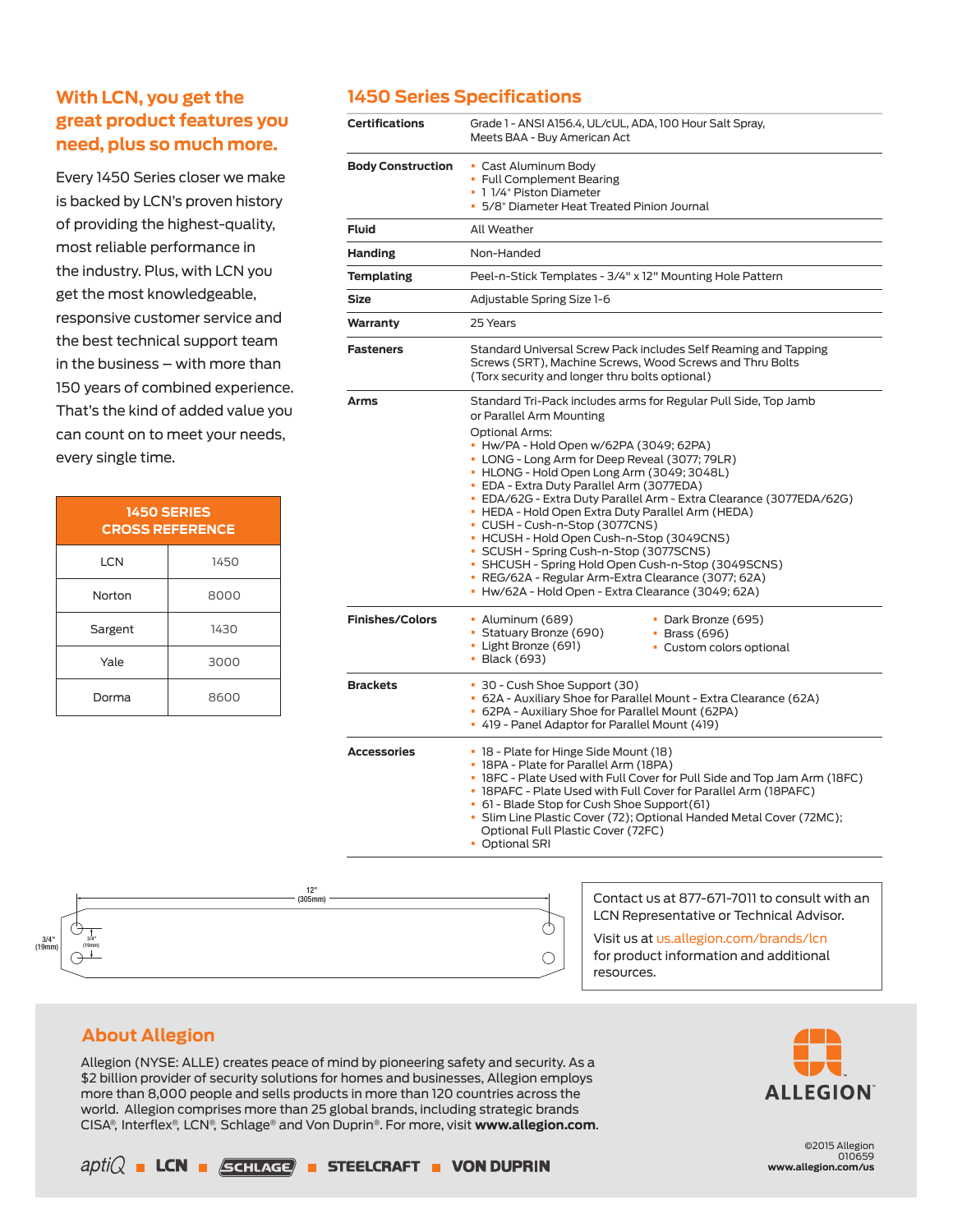## With LCN, you get the great product features you need, plus so much more.

Every 1450 Series closer we make is backed by LCN's proven history of providing the highest-quality, most reliable performance in the industry. Plus, with LCN you get the most knowledgeable, responsive customer service and the best technical support team in the business – with more than 150 years of combined experience. That's the kind of added value you can count on to meet your needs, every single time.

| 1450 SERIES CROSS REFERENCE | |
|---|---|
| LCN | 1450 |
| Norton | 8000 |
| Sargent | 1430 |
| Yale | 3000 |
| Dorma | 8600 |

## 1450 Series Specifications

| | |
|---|---|
| **Certifications** | Grade 1 - ANSI A156.4, UL/cUL, ADA, 100 Hour Salt Spray, Meets BAA - Buy American Act |
| **Body Construction** | ▪ Cast Aluminum Body<br>▪ Full Complement Bearing<br>▪ 1 1/4" Piston Diameter<br>▪ 5/8" Diameter Heat Treated Pinion Journal |
| **Fluid** | All Weather |
| **Handing** | Non-Handed |
| **Templating** | Peel-n-Stick Templates - 3/4" x 12" Mounting Hole Pattern |
| **Size** | Adjustable Spring Size 1-6 |
| **Warranty** | 25 Years |
| **Fasteners** | Standard Universal Screw Pack includes Self Reaming and Tapping Screws (SRT), Machine Screws, Wood Screws and Thru Bolts (Torx security and longer thru bolts optional) |
| **Arms** | Standard Tri-Pack includes arms for Regular Pull Side, Top Jamb or Parallel Arm Mounting<br>Optional Arms:<br>▪ Hw/PA - Hold Open w/62PA (3049; 62PA)<br>▪ LONG - Long Arm for Deep Reveal (3077; 79LR)<br>▪ HLONG - Hold Open Long Arm (3049; 3048L)<br>▪ EDA - Extra Duty Parallel Arm (3077EDA)<br>▪ EDA/62G - Extra Duty Parallel Arm - Extra Clearance (3077EDA/62G)<br>▪ HEDA - Hold Open Extra Duty Parallel Arm (HEDA)<br>▪ CUSH - Cush-n-Stop (3077CNS)<br>▪ HCUSH - Hold Open Cush-n-Stop (3049CNS)<br>▪ SCUSH - Spring Cush-n-Stop (3077SCNS)<br>▪ SHCUSH - Spring Hold Open Cush-n-Stop (3049SCNS)<br>▪ REG/62A - Regular Arm-Extra Clearance (3077; 62A)<br>▪ Hw/62A - Hold Open - Extra Clearance (3049; 62A) |
| **Finishes/Colors** | ▪ Aluminum (689)<br>▪ Statuary Bronze (690)<br>▪ Light Bronze (691)<br>▪ Black (693)<br>▪ Dark Bronze (695)<br>▪ Brass (696)<br>▪ Custom colors optional |
| **Brackets** | ▪ 30 - Cush Shoe Support (30)<br>▪ 62A - Auxiliary Shoe for Parallel Mount - Extra Clearance (62A)<br>▪ 62PA - Auxiliary Shoe for Parallel Mount (62PA)<br>▪ 419 - Panel Adaptor for Parallel Mount (419) |
| **Accessories** | ▪ 18 - Plate for Hinge Side Mount (18)<br>▪ 18PA - Plate for Parallel Arm (18PA)<br>▪ 18FC - Plate Used with Full Cover for Pull Side and Top Jam Arm (18FC)<br>▪ 18PAFC - Plate Used with Full Cover for Parallel Arm (18PAFC)<br>▪ 61 - Blade Stop for Cush Shoe Support(61)<br>▪ Slim Line Plastic Cover (72); Optional Handed Metal Cover (72MC); Optional Full Plastic Cover (72FC)<br>▪ Optional SRI |

12" (305mm)

3/4" (19mm)

3/4" (19mm)

Contact us at 877-671-7011 to consult with an LCN Representative or Technical Advisor.

Visit us at us.allegion.com/brands/lcn for product information and additional resources.

## About Allegion

Allegion (NYSE: ALLE) creates peace of mind by pioneering safety and security. As a $2 billion provider of security solutions for homes and businesses, Allegion employs more than 8,000 people and sells products in more than 120 countries across the world. Allegion comprises more than 25 global brands, including strategic brands CISA®, Interflex®, LCN®, Schlage® and Von Duprin®. For more, visit **www.allegion.com**.

aptiQ ▪ LCN ▪ SCHLAGE ▪ STEELCRAFT ▪ VON DUPRIN

ALLEGION

©2015 Allegion
010659
**www.allegion.com/us**